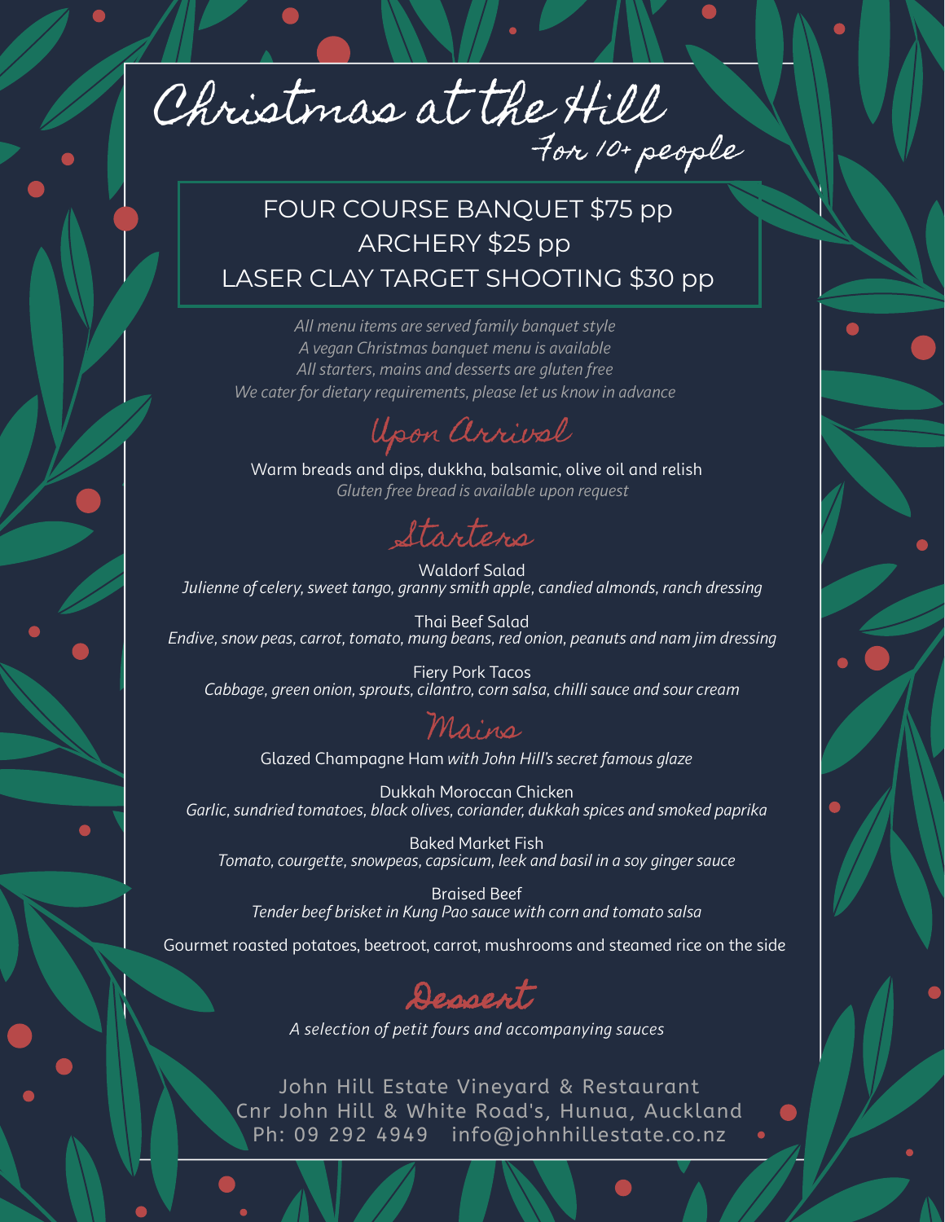# Christmas at the Hill

*For 10+ people*

FOUR COURSE BANQUET $75 pp
ARCHERY $25 pp
LASER CLAY TARGET SHOOTING $30 pp

*All menu items are served family banquet style*
*A vegan Christmas banquet menu is available*
*All starters, mains and desserts are gluten free*
*We cater for dietary requirements, please let us know in advance*

## Upon Arrival

Warm breads and dips, dukkha, balsamic, olive oil and relish
*Gluten free bread is available upon request*

## Starters

Waldorf Salad
*Julienne of celery, sweet tango, granny smith apple, candied almonds, ranch dressing*

Thai Beef Salad
*Endive, snow peas, carrot, tomato, mung beans, red onion, peanuts and nam jim dressing*

Fiery Pork Tacos
*Cabbage, green onion, sprouts, cilantro, corn salsa, chilli sauce and sour cream*

## Mains

Glazed Champagne Ham *with John Hill's secret famous glaze*

Dukkah Moroccan Chicken
*Garlic, sundried tomatoes, black olives, coriander, dukkah spices and smoked paprika*

Baked Market Fish
*Tomato, courgette, snowpeas, capsicum, leek and basil in a soy ginger sauce*

Braised Beef
*Tender beef brisket in Kung Pao sauce with corn and tomato salsa*

Gourmet roasted potatoes, beetroot, carrot, mushrooms and steamed rice on the side

## Dessert

*A selection of petit fours and accompanying sauces*

John Hill Estate Vineyard & Restaurant
Cnr John Hill & White Road's, Hunua, Auckland
Ph: 09 292 4949   info@johnhillestate.co.nz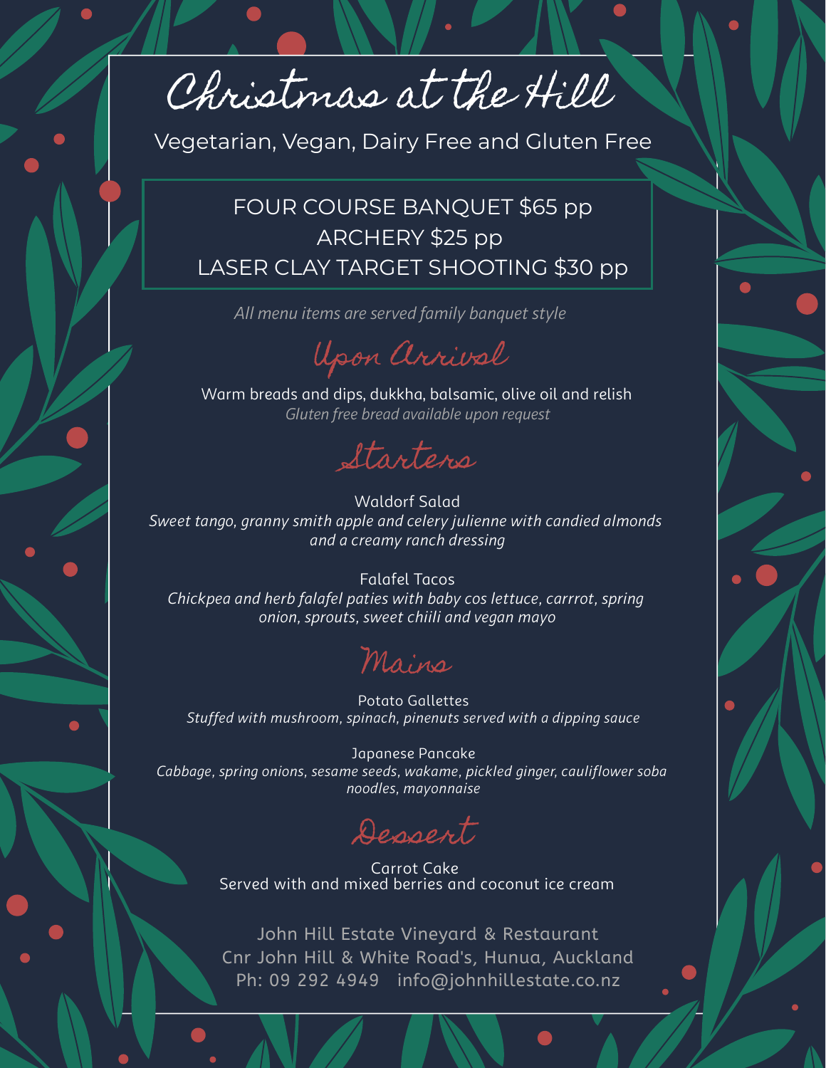# Christmas at the Hill

Vegetarian, Vegan, Dairy Free and Gluten Free

FOUR COURSE BANQUET $65 pp
ARCHERY $25 pp
LASER CLAY TARGET SHOOTING $30 pp

*All menu items are served family banquet style*

## Upon Arrival

Warm breads and dips, dukkha, balsamic, olive oil and relish
*Gluten free bread available upon request*

## Starters

Waldorf Salad
*Sweet tango, granny smith apple and celery julienne with candied almonds and a creamy ranch dressing*

Falafel Tacos
*Chickpea and herb falafel paties with baby cos lettuce, carrrot, spring onion, sprouts, sweet chiili and vegan mayo*

## Mains

Potato Gallettes
*Stuffed with mushroom, spinach, pinenuts served with a dipping sauce*

Japanese Pancake
*Cabbage, spring onions, sesame seeds, wakame, pickled ginger, cauliflower soba noodles, mayonnaise*

## Dessert

Carrot Cake
Served with and mixed berries and coconut ice cream

John Hill Estate Vineyard & Restaurant
Cnr John Hill & White Road's, Hunua, Auckland
Ph: 09 292 4949 info@johnhillestate.co.nz